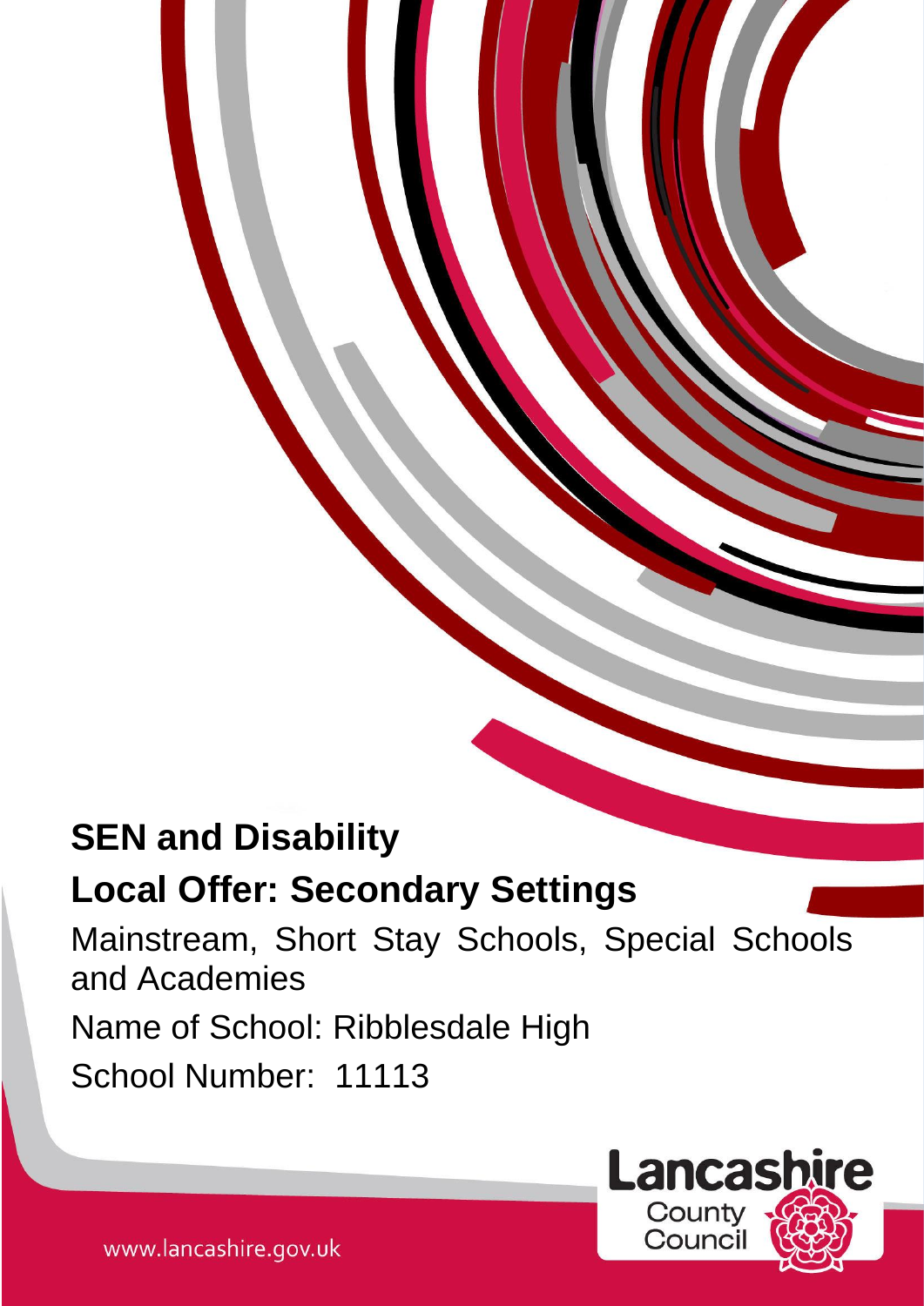# SEN and Disability

## Local Offer: Secondary Settings

Mainstream, Short Stay Schools, Special Schools and Academies

Name of School: Ribblesdale High

School Number: 11113

Lancashire County Council

www.lancashire.gov.uk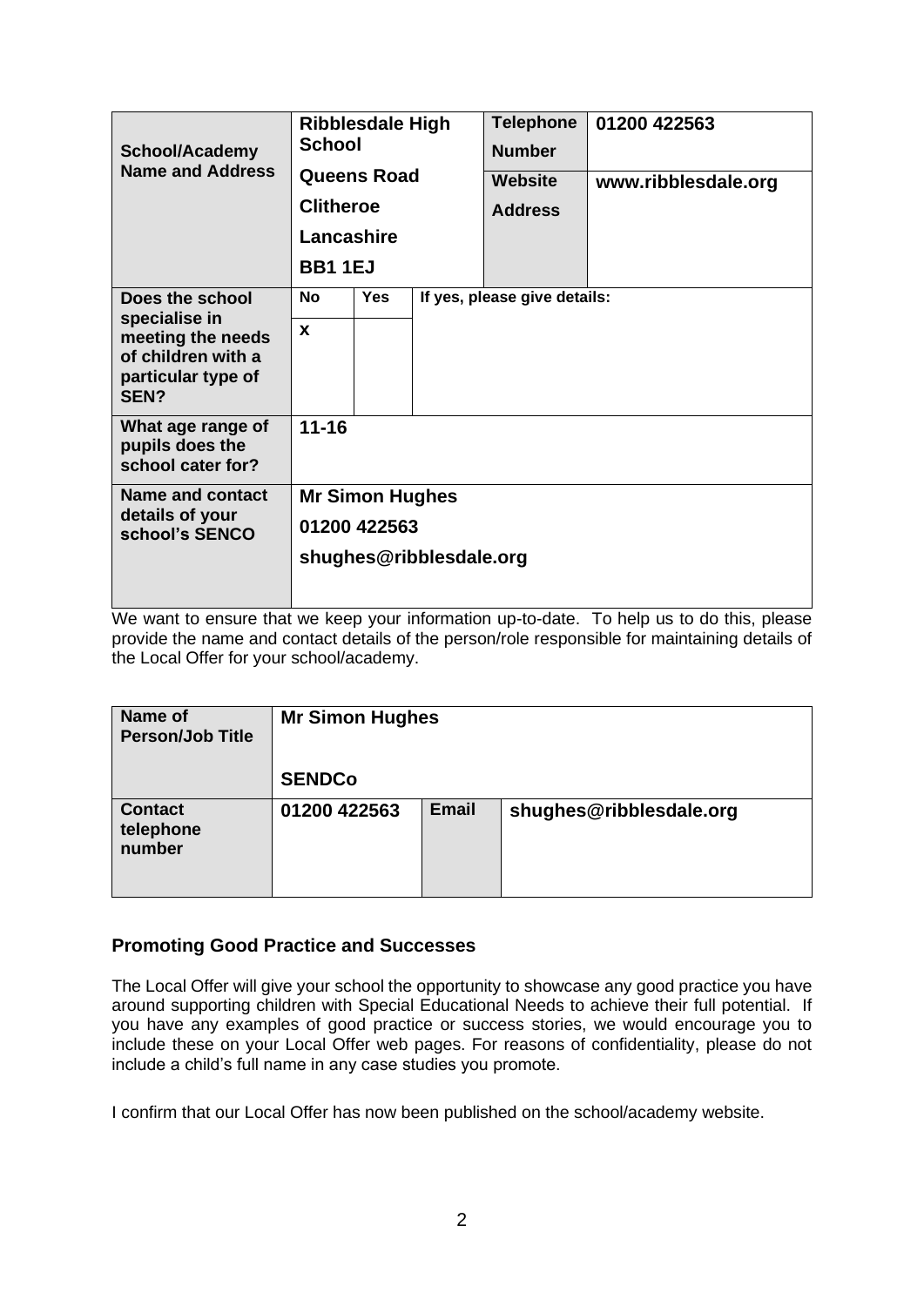| School/Academy Name and Address | Ribblesdale High School<br>Queens Road<br>Clitheroe<br>Lancashire<br>BB1 1EJ | | Telephone Number | 01200 422563 |
|---|---|---|---|---|
| | | | Website Address | www.ribblesdale.org |
| Does the school specialise in meeting the needs of children with a particular type of SEN? | No | Yes | If yes, please give details: | |
| | x | | | |
| What age range of pupils does the school cater for? | 11-16 | | | |
| Name and contact details of your school's SENCO | Mr Simon Hughes<br>01200 422563<br>shughes@ribblesdale.org | | | |

We want to ensure that we keep your information up-to-date. To help us to do this, please provide the name and contact details of the person/role responsible for maintaining details of the Local Offer for your school/academy.

| Name of Person/Job Title | Mr Simon Hughes<br><br>SENDCo | | |
|---|---|---|---|
| Contact telephone number | 01200 422563 | Email | shughes@ribblesdale.org |

## Promoting Good Practice and Successes

The Local Offer will give your school the opportunity to showcase any good practice you have around supporting children with Special Educational Needs to achieve their full potential. If you have any examples of good practice or success stories, we would encourage you to include these on your Local Offer web pages. For reasons of confidentiality, please do not include a child's full name in any case studies you promote.

I confirm that our Local Offer has now been published on the school/academy website.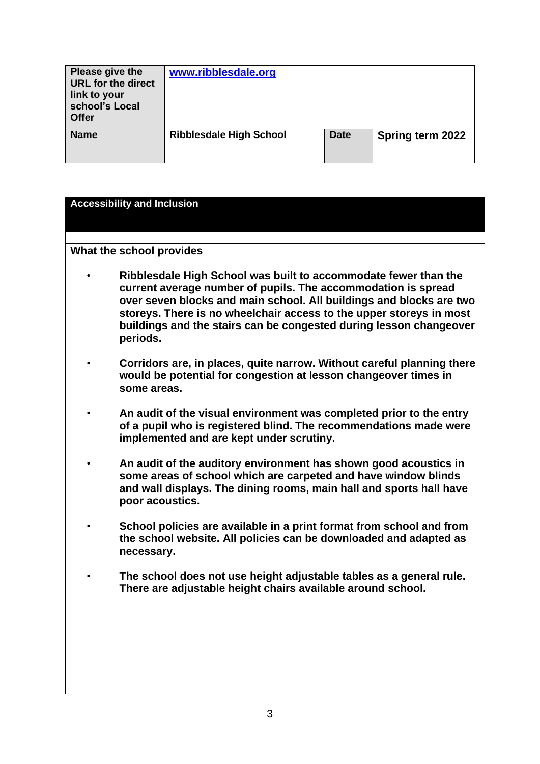| Please give the URL for the direct link to your school's Local Offer | [www.ribblesdale.org](http://www.ribblesdale.org) | | |
|---|---|---|---|
| **Name** | **Ribblesdale High School** | **Date** | **Spring term 2022** |

## Accessibility and Inclusion

**What the school provides**

- **Ribblesdale High School was built to accommodate fewer than the current average number of pupils. The accommodation is spread over seven blocks and main school. All buildings and blocks are two storeys. There is no wheelchair access to the upper storeys in most buildings and the stairs can be congested during lesson changeover periods.**

- **Corridors are, in places, quite narrow. Without careful planning there would be potential for congestion at lesson changeover times in some areas.**

- **An audit of the visual environment was completed prior to the entry of a pupil who is registered blind. The recommendations made were implemented and are kept under scrutiny.**

- **An audit of the auditory environment has shown good acoustics in some areas of school which are carpeted and have window blinds and wall displays. The dining rooms, main hall and sports hall have poor acoustics.**

- **School policies are available in a print format from school and from the school website. All policies can be downloaded and adapted as necessary.**

- **The school does not use height adjustable tables as a general rule. There are adjustable height chairs available around school.**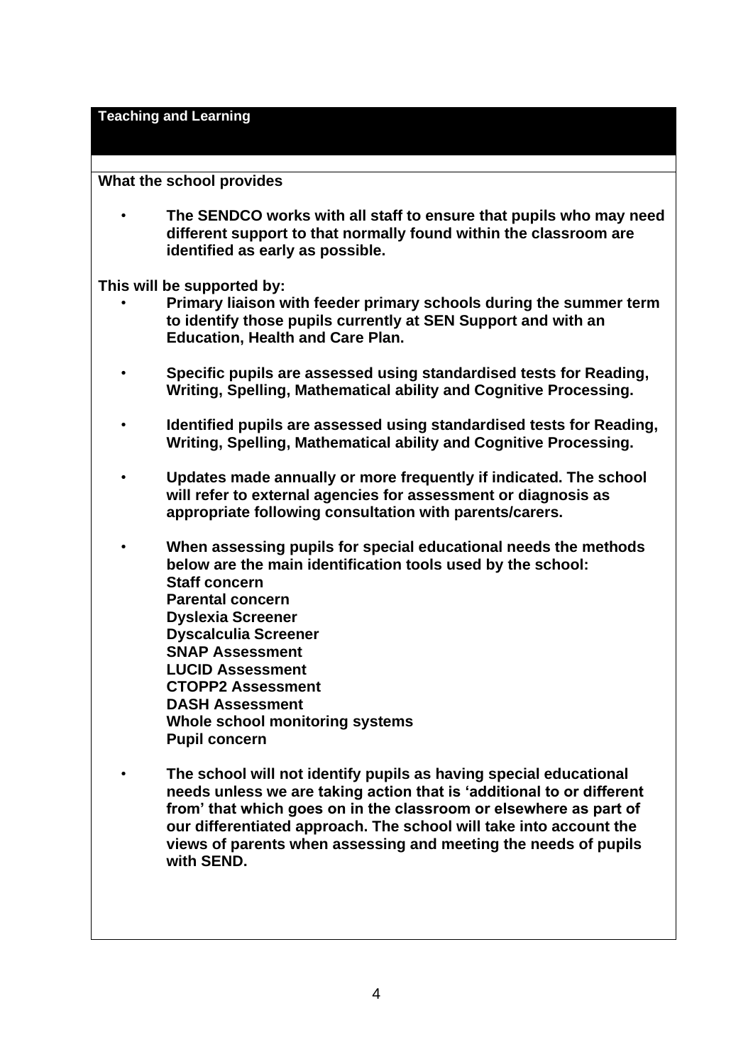## Teaching and Learning

**What the school provides**

- **The SENDCO works with all staff to ensure that pupils who may need different support to that normally found within the classroom are identified as early as possible.**

**This will be supported by:**

- **Primary liaison with feeder primary schools during the summer term to identify those pupils currently at SEN Support and with an Education, Health and Care Plan.**

- **Specific pupils are assessed using standardised tests for Reading, Writing, Spelling, Mathematical ability and Cognitive Processing.**

- **Identified pupils are assessed using standardised tests for Reading, Writing, Spelling, Mathematical ability and Cognitive Processing.**

- **Updates made annually or more frequently if indicated. The school will refer to external agencies for assessment or diagnosis as appropriate following consultation with parents/carers.**

- **When assessing pupils for special educational needs the methods below are the main identification tools used by the school:**
  **Staff concern**
  **Parental concern**
  **Dyslexia Screener**
  **Dyscalculia Screener**
  **SNAP Assessment**
  **LUCID Assessment**
  **CTOPP2 Assessment**
  **DASH Assessment**
  **Whole school monitoring systems**
  **Pupil concern**

- **The school will not identify pupils as having special educational needs unless we are taking action that is 'additional to or different from' that which goes on in the classroom or elsewhere as part of our differentiated approach. The school will take into account the views of parents when assessing and meeting the needs of pupils with SEND.**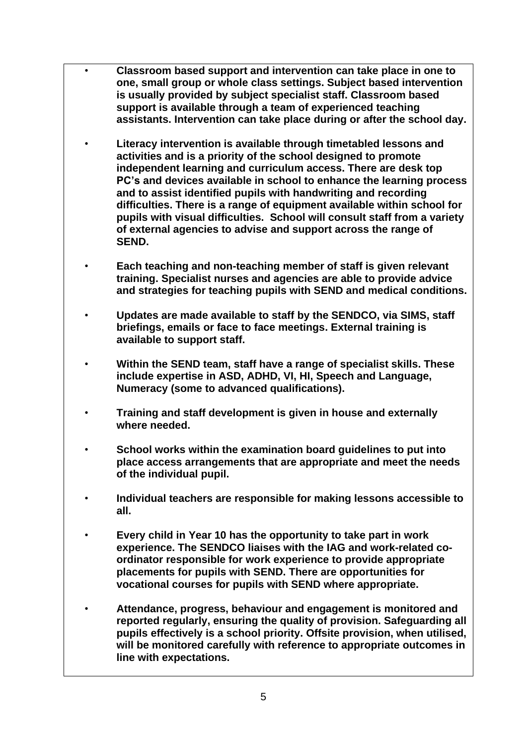- **Classroom based support and intervention can take place in one to one, small group or whole class settings. Subject based intervention is usually provided by subject specialist staff. Classroom based support is available through a team of experienced teaching assistants. Intervention can take place during or after the school day.**

- **Literacy intervention is available through timetabled lessons and activities and is a priority of the school designed to promote independent learning and curriculum access. There are desk top PC's and devices available in school to enhance the learning process and to assist identified pupils with handwriting and recording difficulties. There is a range of equipment available within school for pupils with visual difficulties. School will consult staff from a variety of external agencies to advise and support across the range of SEND.**

- **Each teaching and non-teaching member of staff is given relevant training. Specialist nurses and agencies are able to provide advice and strategies for teaching pupils with SEND and medical conditions.**

- **Updates are made available to staff by the SENDCO, via SIMS, staff briefings, emails or face to face meetings. External training is available to support staff.**

- **Within the SEND team, staff have a range of specialist skills. These include expertise in ASD, ADHD, VI, HI, Speech and Language, Numeracy (some to advanced qualifications).**

- **Training and staff development is given in house and externally where needed.**

- **School works within the examination board guidelines to put into place access arrangements that are appropriate and meet the needs of the individual pupil.**

- **Individual teachers are responsible for making lessons accessible to all.**

- **Every child in Year 10 has the opportunity to take part in work experience. The SENDCO liaises with the IAG and work-related co-ordinator responsible for work experience to provide appropriate placements for pupils with SEND. There are opportunities for vocational courses for pupils with SEND where appropriate.**

- **Attendance, progress, behaviour and engagement is monitored and reported regularly, ensuring the quality of provision. Safeguarding all pupils effectively is a school priority. Offsite provision, when utilised, will be monitored carefully with reference to appropriate outcomes in line with expectations.**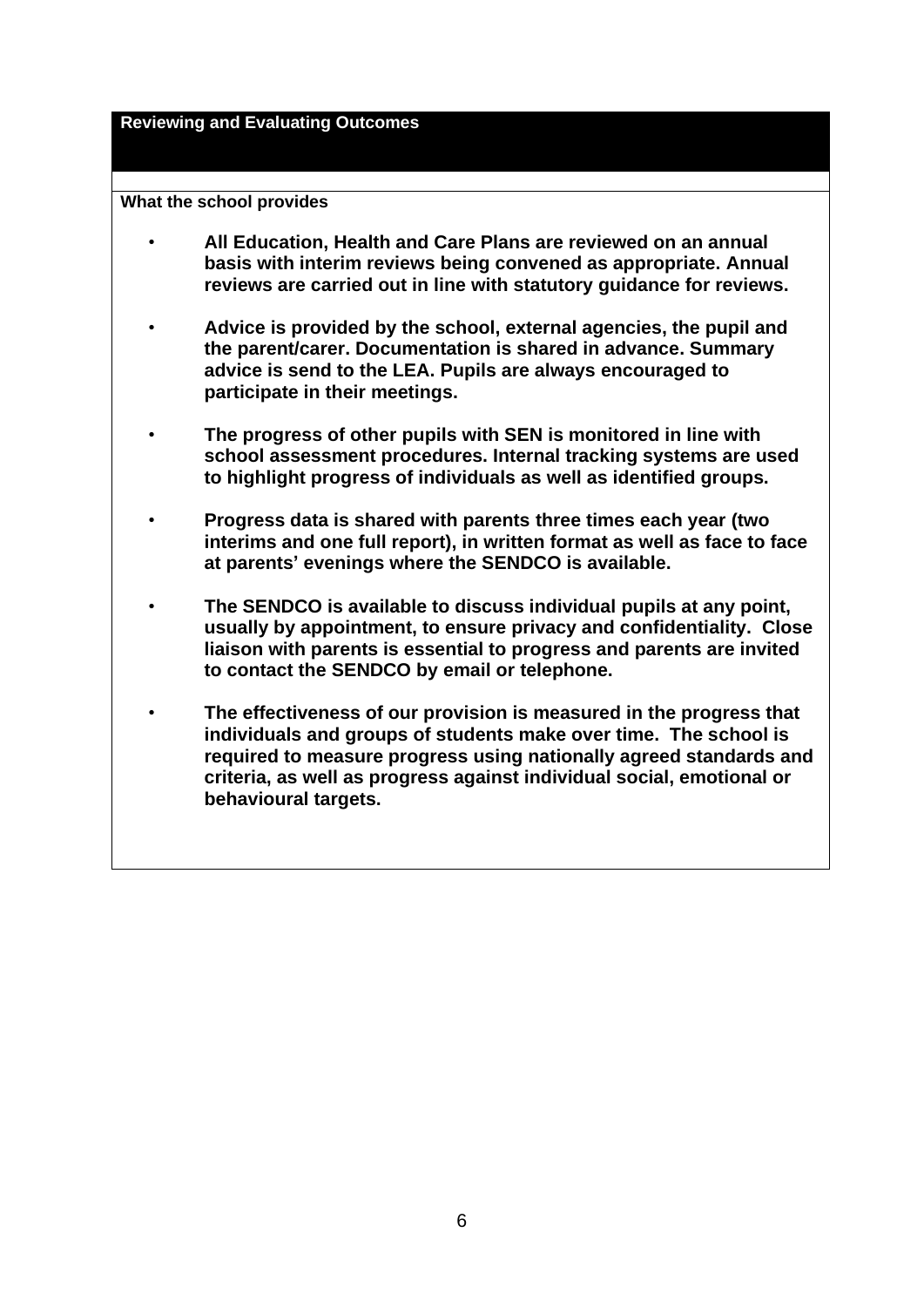## Reviewing and Evaluating Outcomes

**What the school provides**

- **All Education, Health and Care Plans are reviewed on an annual basis with interim reviews being convened as appropriate. Annual reviews are carried out in line with statutory guidance for reviews.**
- **Advice is provided by the school, external agencies, the pupil and the parent/carer. Documentation is shared in advance. Summary advice is send to the LEA. Pupils are always encouraged to participate in their meetings.**
- **The progress of other pupils with SEN is monitored in line with school assessment procedures. Internal tracking systems are used to highlight progress of individuals as well as identified groups.**
- **Progress data is shared with parents three times each year (two interims and one full report), in written format as well as face to face at parents' evenings where the SENDCO is available.**
- **The SENDCO is available to discuss individual pupils at any point, usually by appointment, to ensure privacy and confidentiality. Close liaison with parents is essential to progress and parents are invited to contact the SENDCO by email or telephone.**
- **The effectiveness of our provision is measured in the progress that individuals and groups of students make over time. The school is required to measure progress using nationally agreed standards and criteria, as well as progress against individual social, emotional or behavioural targets.**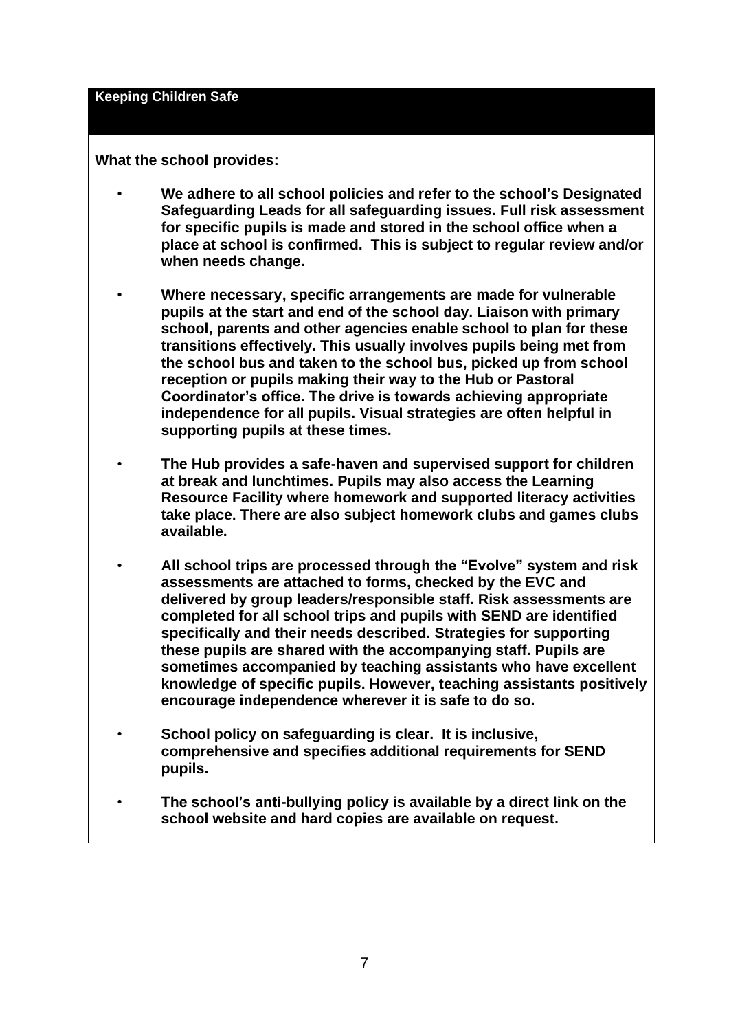## Keeping Children Safe

**What the school provides:**

- **We adhere to all school policies and refer to the school's Designated Safeguarding Leads for all safeguarding issues. Full risk assessment for specific pupils is made and stored in the school office when a place at school is confirmed. This is subject to regular review and/or when needs change.**

- **Where necessary, specific arrangements are made for vulnerable pupils at the start and end of the school day. Liaison with primary school, parents and other agencies enable school to plan for these transitions effectively. This usually involves pupils being met from the school bus and taken to the school bus, picked up from school reception or pupils making their way to the Hub or Pastoral Coordinator's office. The drive is towards achieving appropriate independence for all pupils. Visual strategies are often helpful in supporting pupils at these times.**

- **The Hub provides a safe-haven and supervised support for children at break and lunchtimes. Pupils may also access the Learning Resource Facility where homework and supported literacy activities take place. There are also subject homework clubs and games clubs available.**

- **All school trips are processed through the "Evolve" system and risk assessments are attached to forms, checked by the EVC and delivered by group leaders/responsible staff. Risk assessments are completed for all school trips and pupils with SEND are identified specifically and their needs described. Strategies for supporting these pupils are shared with the accompanying staff. Pupils are sometimes accompanied by teaching assistants who have excellent knowledge of specific pupils. However, teaching assistants positively encourage independence wherever it is safe to do so.**

- **School policy on safeguarding is clear. It is inclusive, comprehensive and specifies additional requirements for SEND pupils.**

- **The school's anti-bullying policy is available by a direct link on the school website and hard copies are available on request.**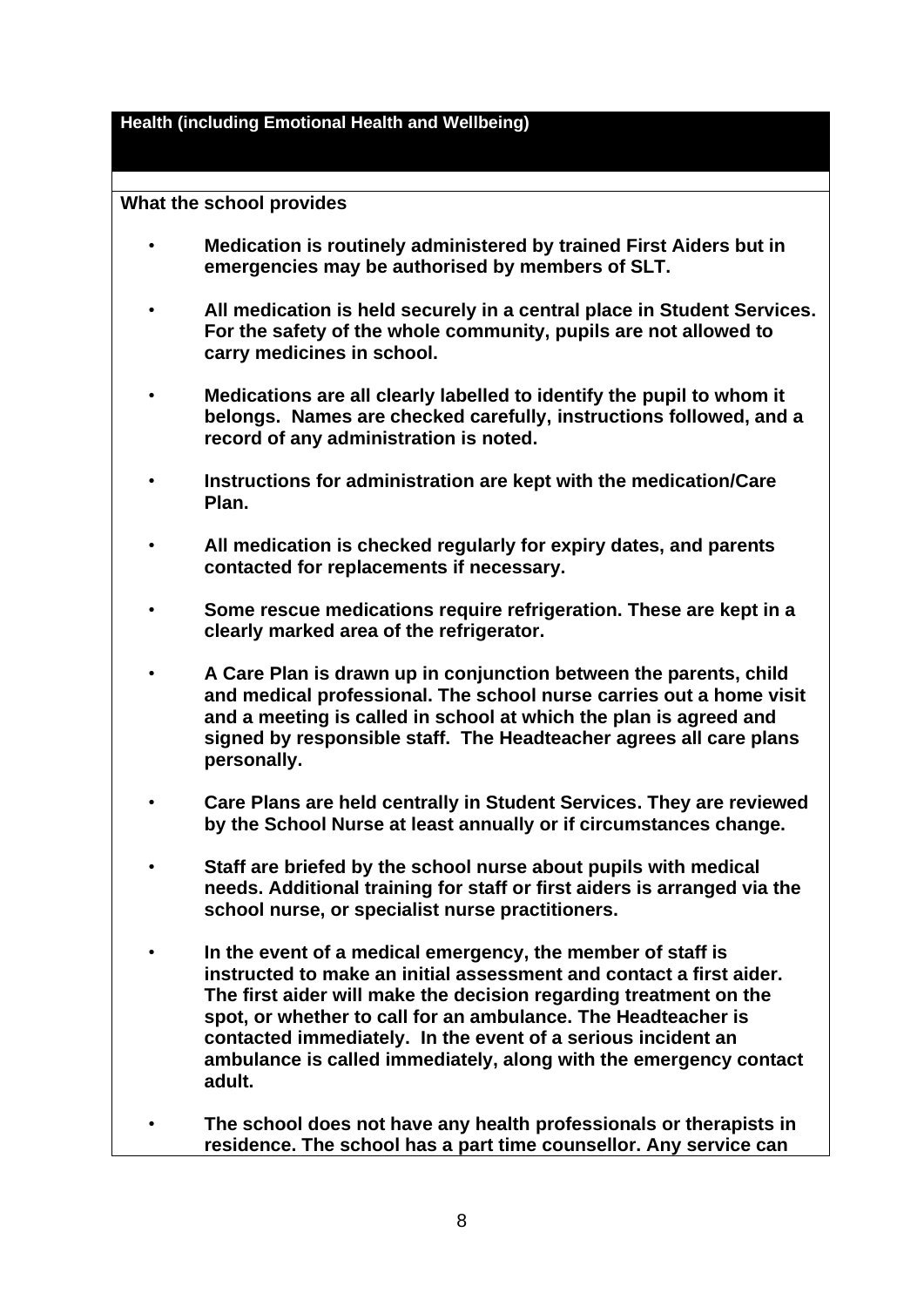## Health (including Emotional Health and Wellbeing)

**What the school provides**

- **Medication is routinely administered by trained First Aiders but in emergencies may be authorised by members of SLT.**
- **All medication is held securely in a central place in Student Services. For the safety of the whole community, pupils are not allowed to carry medicines in school.**
- **Medications are all clearly labelled to identify the pupil to whom it belongs. Names are checked carefully, instructions followed, and a record of any administration is noted.**
- **Instructions for administration are kept with the medication/Care Plan.**
- **All medication is checked regularly for expiry dates, and parents contacted for replacements if necessary.**
- **Some rescue medications require refrigeration. These are kept in a clearly marked area of the refrigerator.**
- **A Care Plan is drawn up in conjunction between the parents, child and medical professional. The school nurse carries out a home visit and a meeting is called in school at which the plan is agreed and signed by responsible staff. The Headteacher agrees all care plans personally.**
- **Care Plans are held centrally in Student Services. They are reviewed by the School Nurse at least annually or if circumstances change.**
- **Staff are briefed by the school nurse about pupils with medical needs. Additional training for staff or first aiders is arranged via the school nurse, or specialist nurse practitioners.**
- **In the event of a medical emergency, the member of staff is instructed to make an initial assessment and contact a first aider. The first aider will make the decision regarding treatment on the spot, or whether to call for an ambulance. The Headteacher is contacted immediately. In the event of a serious incident an ambulance is called immediately, along with the emergency contact adult.**
- **The school does not have any health professionals or therapists in residence. The school has a part time counsellor. Any service can**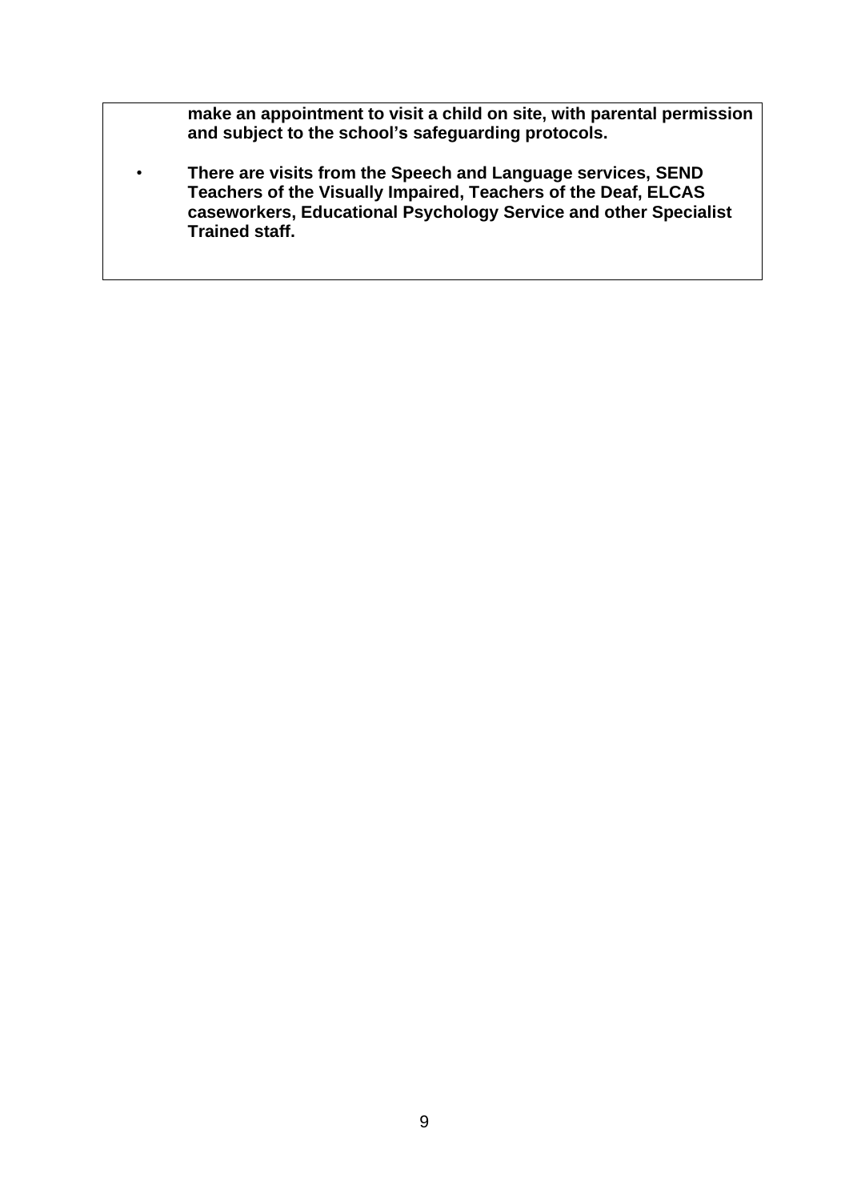**make an appointment to visit a child on site, with parental permission and subject to the school's safeguarding protocols.**

- **There are visits from the Speech and Language services, SEND Teachers of the Visually Impaired, Teachers of the Deaf, ELCAS caseworkers, Educational Psychology Service and other Specialist Trained staff.**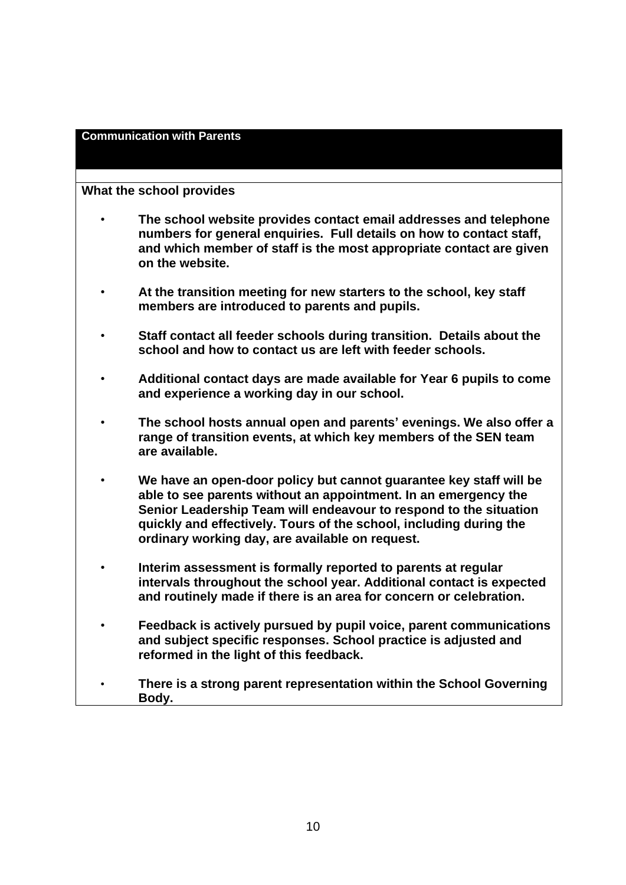## Communication with Parents

**What the school provides**

- **The school website provides contact email addresses and telephone numbers for general enquiries. Full details on how to contact staff, and which member of staff is the most appropriate contact are given on the website.**
- **At the transition meeting for new starters to the school, key staff members are introduced to parents and pupils.**
- **Staff contact all feeder schools during transition. Details about the school and how to contact us are left with feeder schools.**
- **Additional contact days are made available for Year 6 pupils to come and experience a working day in our school.**
- **The school hosts annual open and parents' evenings. We also offer a range of transition events, at which key members of the SEN team are available.**
- **We have an open-door policy but cannot guarantee key staff will be able to see parents without an appointment. In an emergency the Senior Leadership Team will endeavour to respond to the situation quickly and effectively. Tours of the school, including during the ordinary working day, are available on request.**
- **Interim assessment is formally reported to parents at regular intervals throughout the school year. Additional contact is expected and routinely made if there is an area for concern or celebration.**
- **Feedback is actively pursued by pupil voice, parent communications and subject specific responses. School practice is adjusted and reformed in the light of this feedback.**
- **There is a strong parent representation within the School Governing Body.**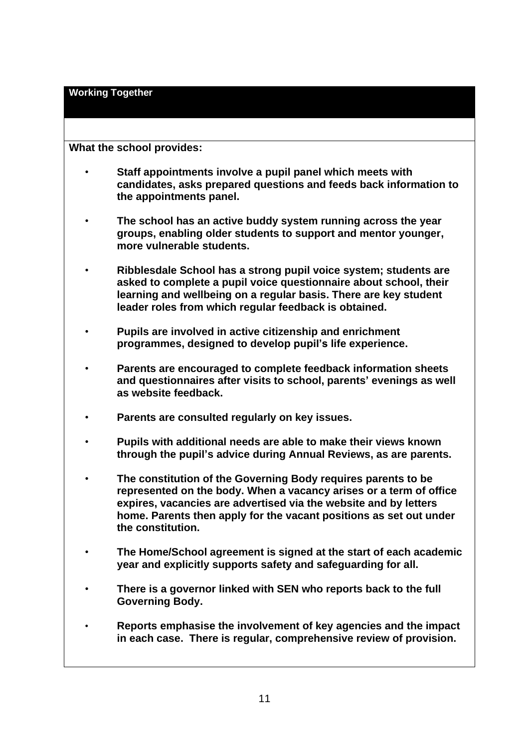## Working Together

**What the school provides:**

- **Staff appointments involve a pupil panel which meets with candidates, asks prepared questions and feeds back information to the appointments panel.**
- **The school has an active buddy system running across the year groups, enabling older students to support and mentor younger, more vulnerable students.**
- **Ribblesdale School has a strong pupil voice system; students are asked to complete a pupil voice questionnaire about school, their learning and wellbeing on a regular basis. There are key student leader roles from which regular feedback is obtained.**
- **Pupils are involved in active citizenship and enrichment programmes, designed to develop pupil's life experience.**
- **Parents are encouraged to complete feedback information sheets and questionnaires after visits to school, parents' evenings as well as website feedback.**
- **Parents are consulted regularly on key issues.**
- **Pupils with additional needs are able to make their views known through the pupil's advice during Annual Reviews, as are parents.**
- **The constitution of the Governing Body requires parents to be represented on the body. When a vacancy arises or a term of office expires, vacancies are advertised via the website and by letters home. Parents then apply for the vacant positions as set out under the constitution.**
- **The Home/School agreement is signed at the start of each academic year and explicitly supports safety and safeguarding for all.**
- **There is a governor linked with SEN who reports back to the full Governing Body.**
- **Reports emphasise the involvement of key agencies and the impact in each case. There is regular, comprehensive review of provision.**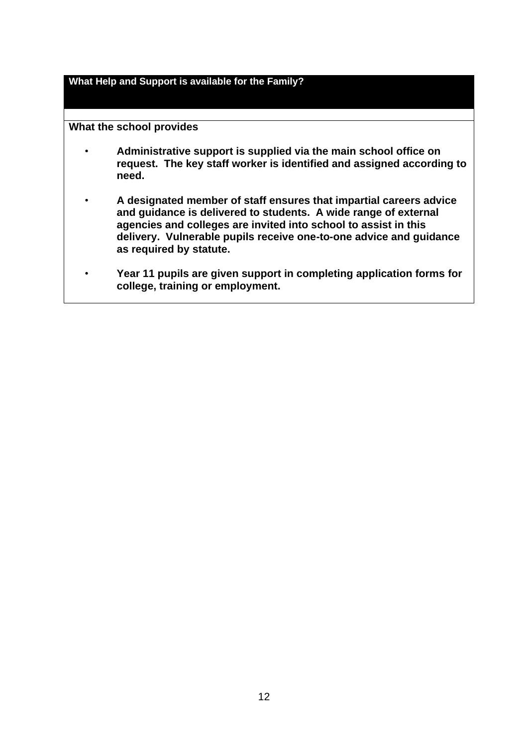## What Help and Support is available for the Family?

**What the school provides**

- **Administrative support is supplied via the main school office on request. The key staff worker is identified and assigned according to need.**
- **A designated member of staff ensures that impartial careers advice and guidance is delivered to students. A wide range of external agencies and colleges are invited into school to assist in this delivery. Vulnerable pupils receive one-to-one advice and guidance as required by statute.**
- **Year 11 pupils are given support in completing application forms for college, training or employment.**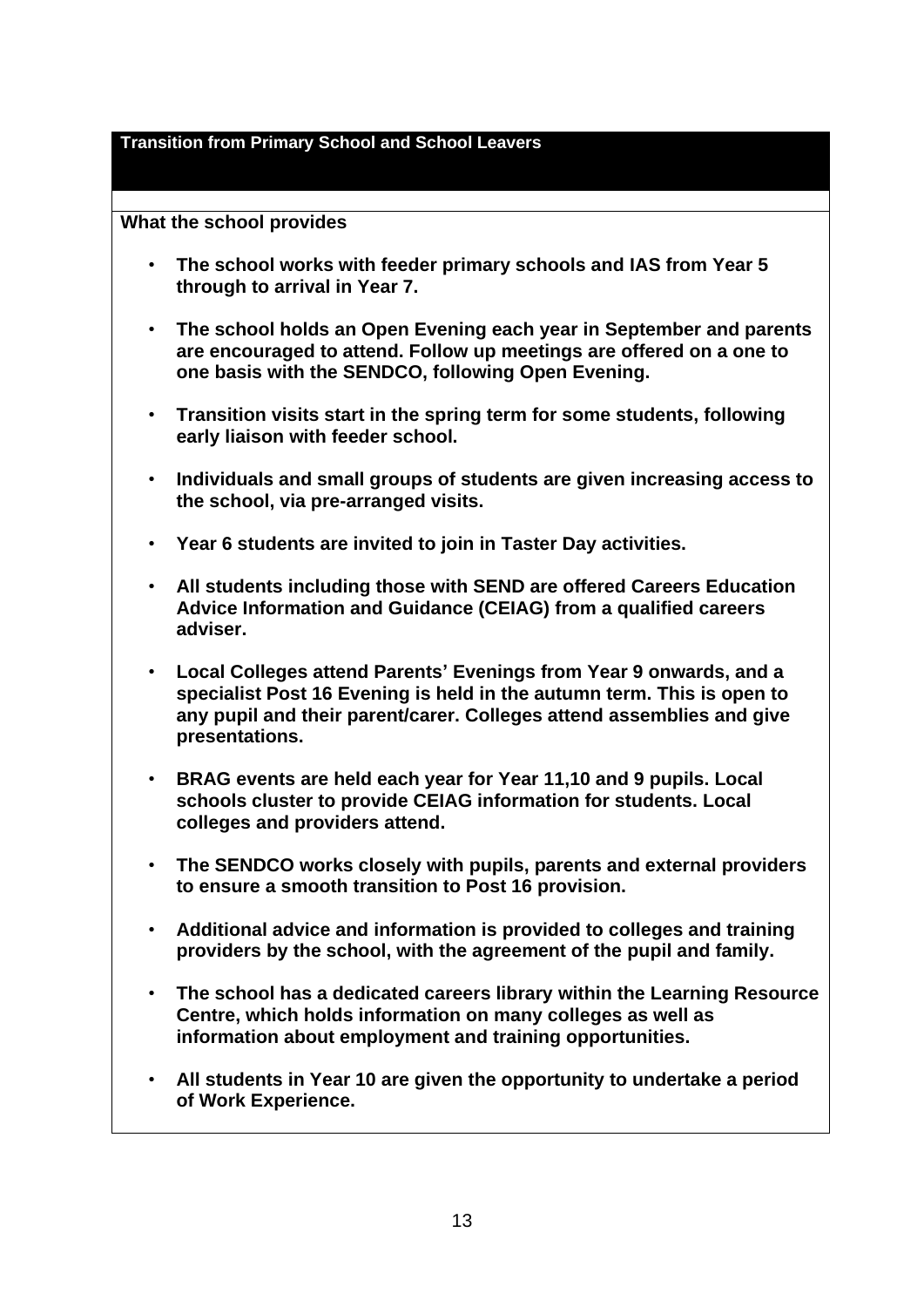## Transition from Primary School and School Leavers

**What the school provides**

- **The school works with feeder primary schools and IAS from Year 5 through to arrival in Year 7.**
- **The school holds an Open Evening each year in September and parents are encouraged to attend. Follow up meetings are offered on a one to one basis with the SENDCO, following Open Evening.**
- **Transition visits start in the spring term for some students, following early liaison with feeder school.**
- **Individuals and small groups of students are given increasing access to the school, via pre-arranged visits.**
- **Year 6 students are invited to join in Taster Day activities.**
- **All students including those with SEND are offered Careers Education Advice Information and Guidance (CEIAG) from a qualified careers adviser.**
- **Local Colleges attend Parents' Evenings from Year 9 onwards, and a specialist Post 16 Evening is held in the autumn term. This is open to any pupil and their parent/carer. Colleges attend assemblies and give presentations.**
- **BRAG events are held each year for Year 11,10 and 9 pupils. Local schools cluster to provide CEIAG information for students. Local colleges and providers attend.**
- **The SENDCO works closely with pupils, parents and external providers to ensure a smooth transition to Post 16 provision.**
- **Additional advice and information is provided to colleges and training providers by the school, with the agreement of the pupil and family.**
- **The school has a dedicated careers library within the Learning Resource Centre, which holds information on many colleges as well as information about employment and training opportunities.**
- **All students in Year 10 are given the opportunity to undertake a period of Work Experience.**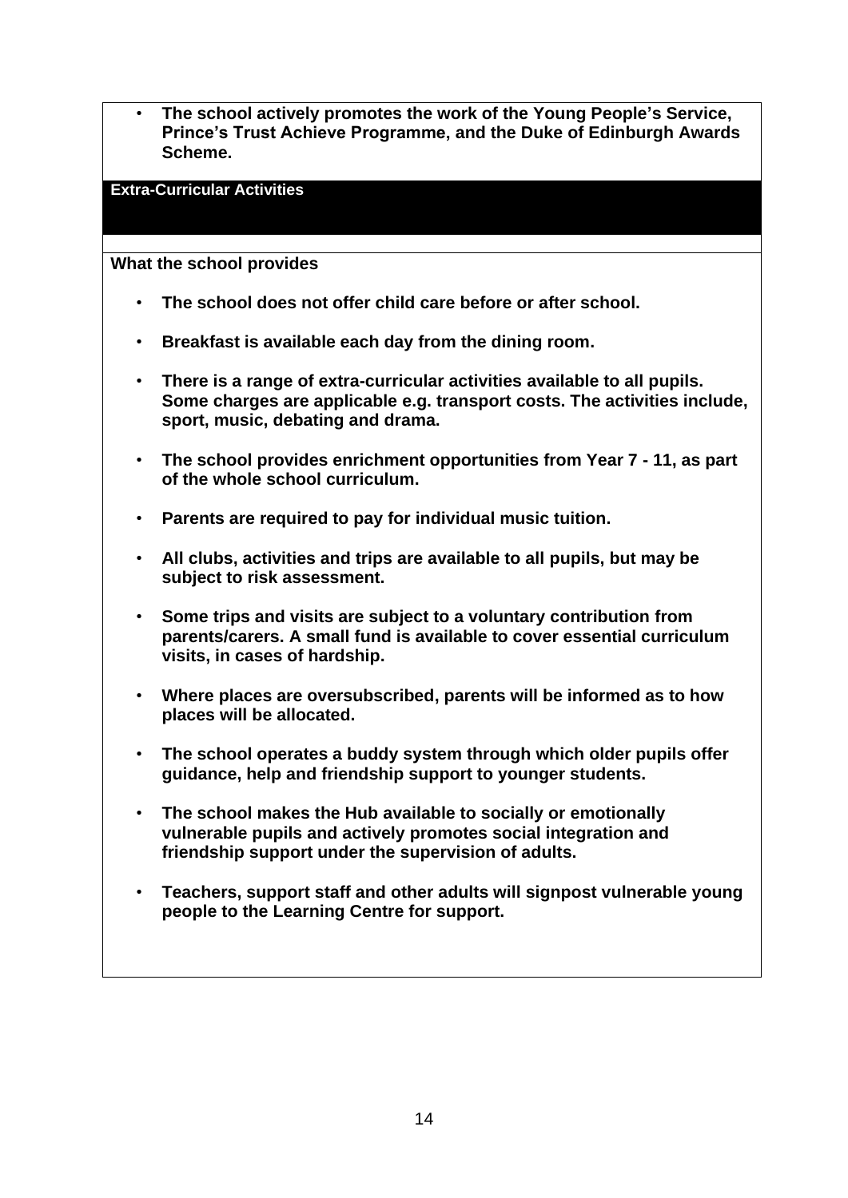- **The school actively promotes the work of the Young People's Service, Prince's Trust Achieve Programme, and the Duke of Edinburgh Awards Scheme.**

## Extra-Curricular Activities

**What the school provides**

- **The school does not offer child care before or after school.**
- **Breakfast is available each day from the dining room.**
- **There is a range of extra-curricular activities available to all pupils. Some charges are applicable e.g. transport costs. The activities include, sport, music, debating and drama.**
- **The school provides enrichment opportunities from Year 7 - 11, as part of the whole school curriculum.**
- **Parents are required to pay for individual music tuition.**
- **All clubs, activities and trips are available to all pupils, but may be subject to risk assessment.**
- **Some trips and visits are subject to a voluntary contribution from parents/carers. A small fund is available to cover essential curriculum visits, in cases of hardship.**
- **Where places are oversubscribed, parents will be informed as to how places will be allocated.**
- **The school operates a buddy system through which older pupils offer guidance, help and friendship support to younger students.**
- **The school makes the Hub available to socially or emotionally vulnerable pupils and actively promotes social integration and friendship support under the supervision of adults.**
- **Teachers, support staff and other adults will signpost vulnerable young people to the Learning Centre for support.**